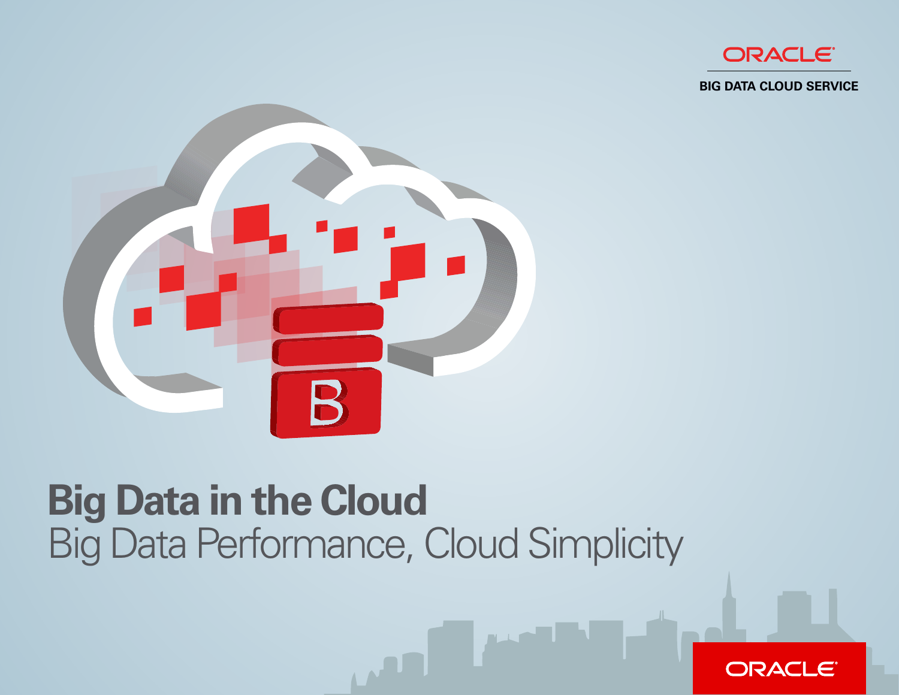ORACLE

BIG DATA CLOUD SERVICE

# Big Data in the Cloud

## Big Data Performance, Cloud Simplicity

ORACLE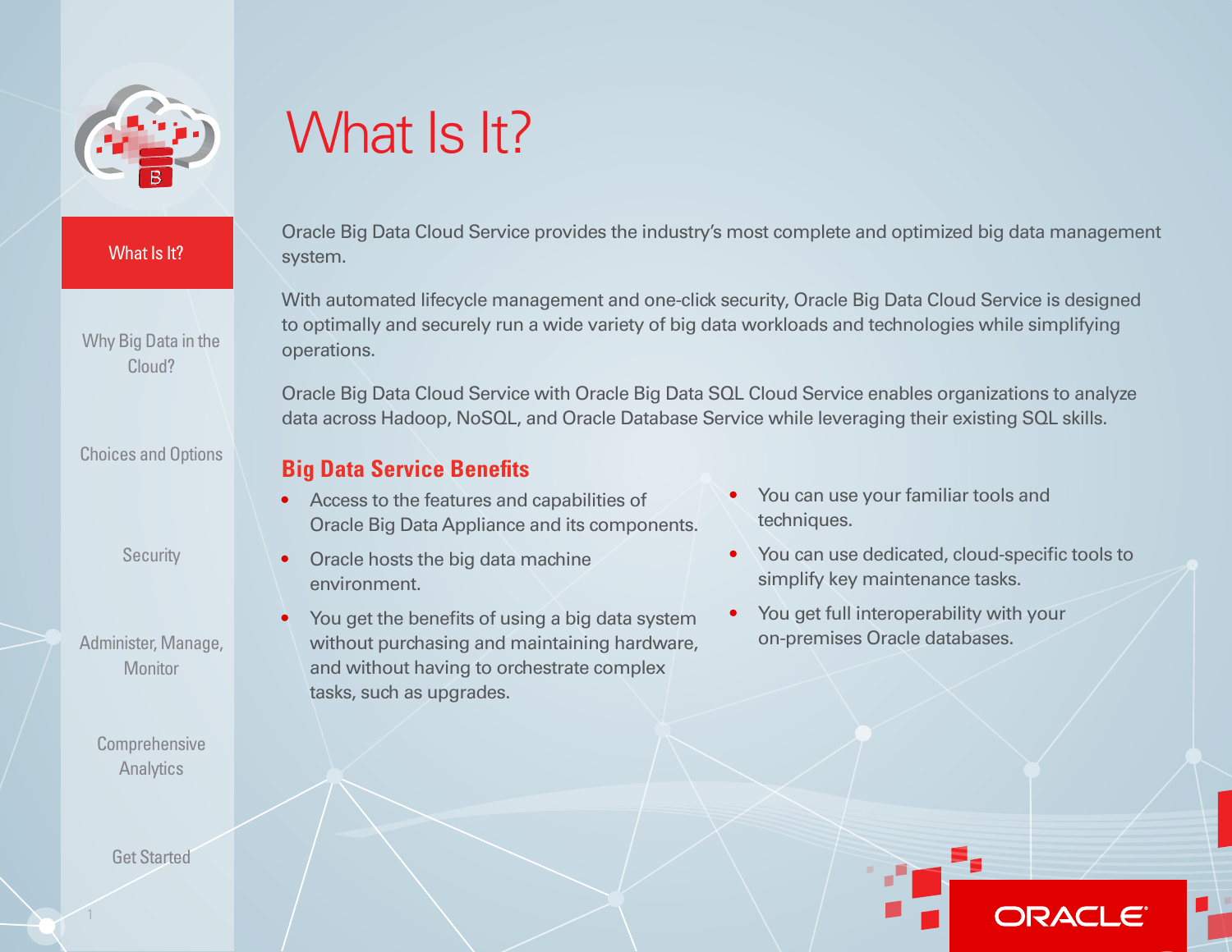# What Is It?

Oracle Big Data Cloud Service provides the industry's most complete and optimized big data management system.

With automated lifecycle management and one-click security, Oracle Big Data Cloud Service is designed to optimally and securely run a wide variety of big data workloads and technologies while simplifying operations.

Oracle Big Data Cloud Service with Oracle Big Data SQL Cloud Service enables organizations to analyze data across Hadoop, NoSQL, and Oracle Database Service while leveraging their existing SQL skills.

## Big Data Service Benefits

- Access to the features and capabilities of Oracle Big Data Appliance and its components.
- Oracle hosts the big data machine environment.
- You get the benefits of using a big data system without purchasing and maintaining hardware, and without having to orchestrate complex tasks, such as upgrades.
- You can use your familiar tools and techniques.
- You can use dedicated, cloud-specific tools to simplify key maintenance tasks.
- You get full interoperability with your on-premises Oracle databases.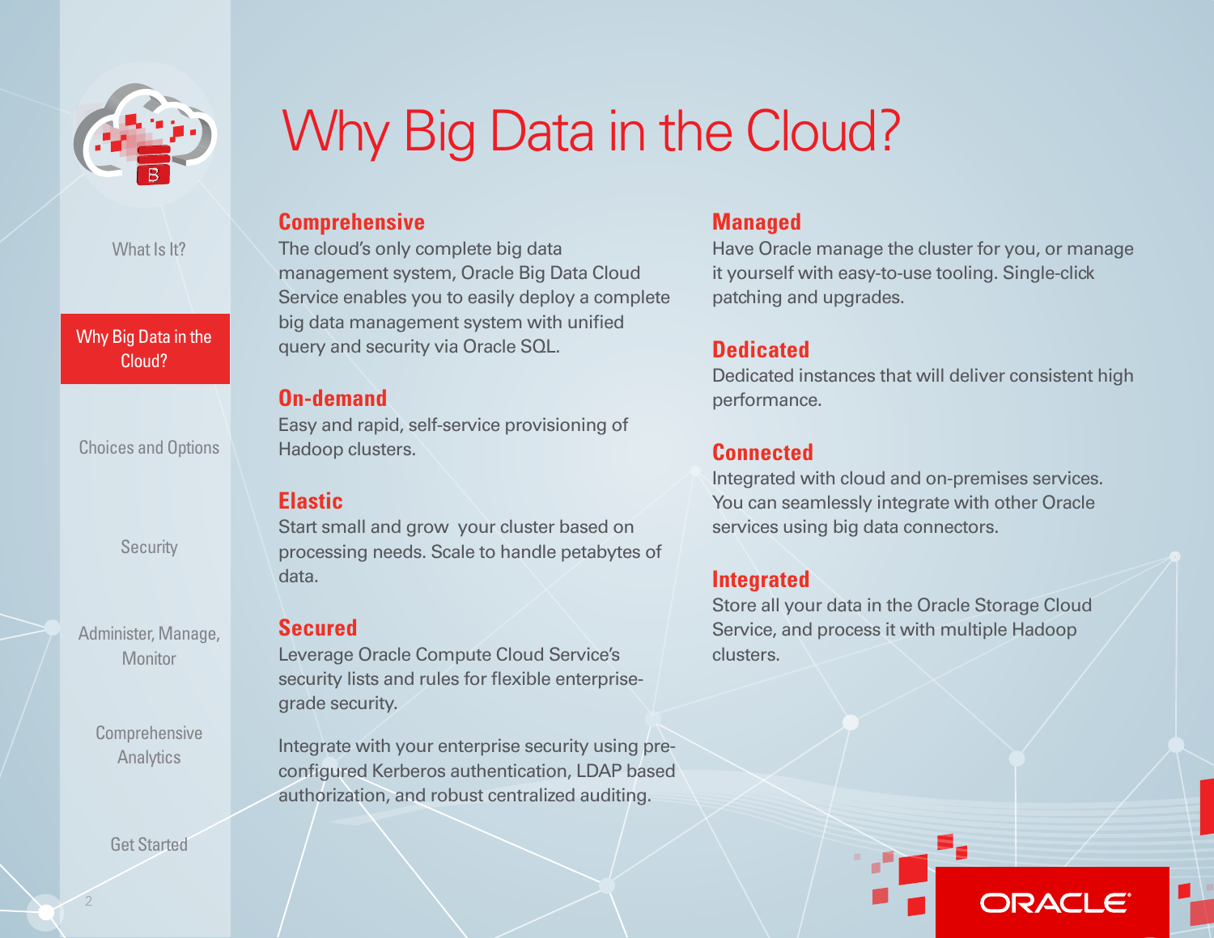# Why Big Data in the Cloud?

## Comprehensive

The cloud's only complete big data management system, Oracle Big Data Cloud Service enables you to easily deploy a complete big data management system with unified query and security via Oracle SQL.

## On-demand

Easy and rapid, self-service provisioning of Hadoop clusters.

## Elastic

Start small and grow your cluster based on processing needs. Scale to handle petabytes of data.

## Secured

Leverage Oracle Compute Cloud Service's security lists and rules for flexible enterprise-grade security.

Integrate with your enterprise security using pre-configured Kerberos authentication, LDAP based authorization, and robust centralized auditing.

## Managed

Have Oracle manage the cluster for you, or manage it yourself with easy-to-use tooling. Single-click patching and upgrades.

## Dedicated

Dedicated instances that will deliver consistent high performance.

## Connected

Integrated with cloud and on-premises services. You can seamlessly integrate with other Oracle services using big data connectors.

## Integrated

Store all your data in the Oracle Storage Cloud Service, and process it with multiple Hadoop clusters.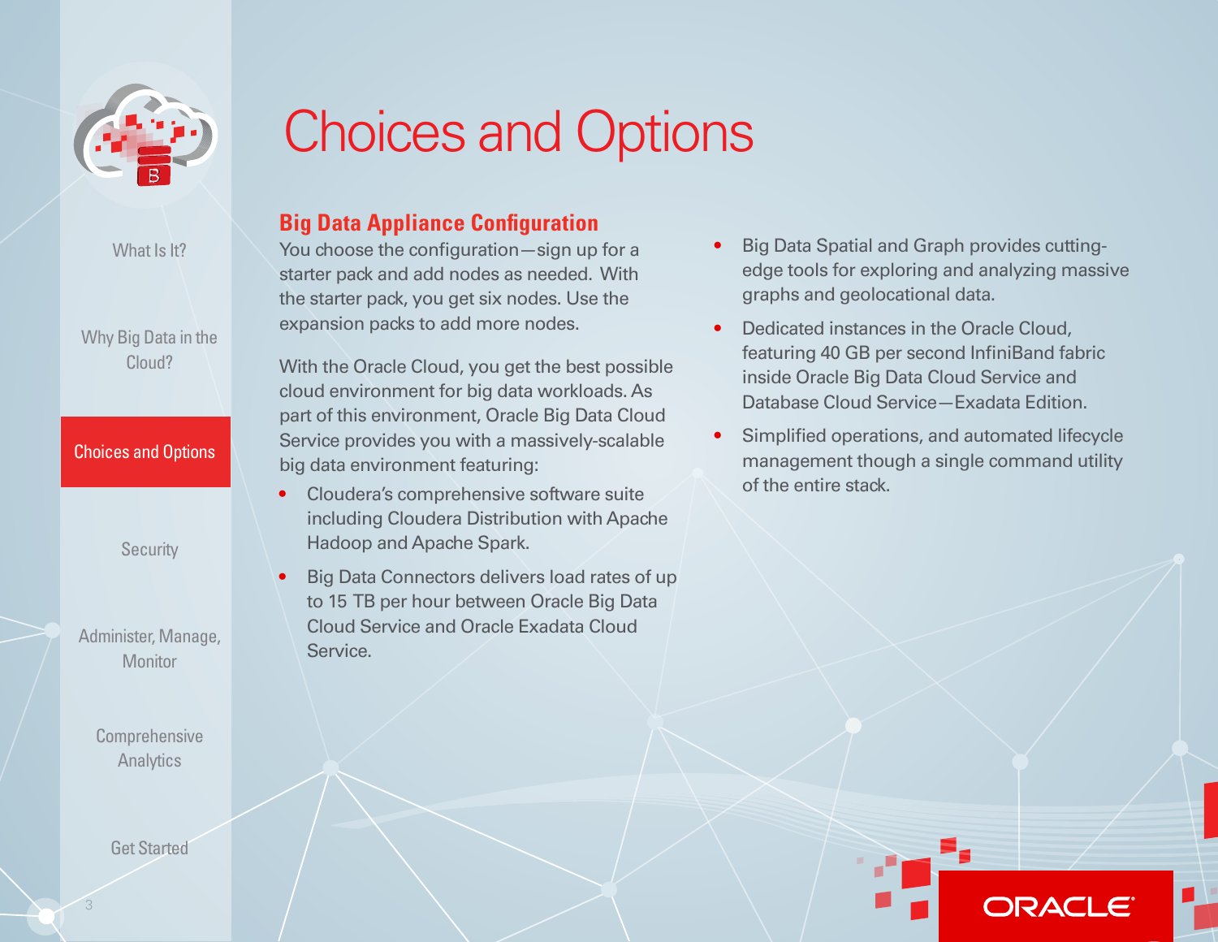# Choices and Options

## Big Data Appliance Configuration

You choose the configuration—sign up for a starter pack and add nodes as needed. With the starter pack, you get six nodes. Use the expansion packs to add more nodes.

With the Oracle Cloud, you get the best possible cloud environment for big data workloads. As part of this environment, Oracle Big Data Cloud Service provides you with a massively-scalable big data environment featuring:

- Cloudera's comprehensive software suite including Cloudera Distribution with Apache Hadoop and Apache Spark.
- Big Data Connectors delivers load rates of up to 15 TB per hour between Oracle Big Data Cloud Service and Oracle Exadata Cloud Service.
- Big Data Spatial and Graph provides cutting-edge tools for exploring and analyzing massive graphs and geolocational data.
- Dedicated instances in the Oracle Cloud, featuring 40 GB per second InfiniBand fabric inside Oracle Big Data Cloud Service and Database Cloud Service—Exadata Edition.
- Simplified operations, and automated lifecycle management though a single command utility of the entire stack.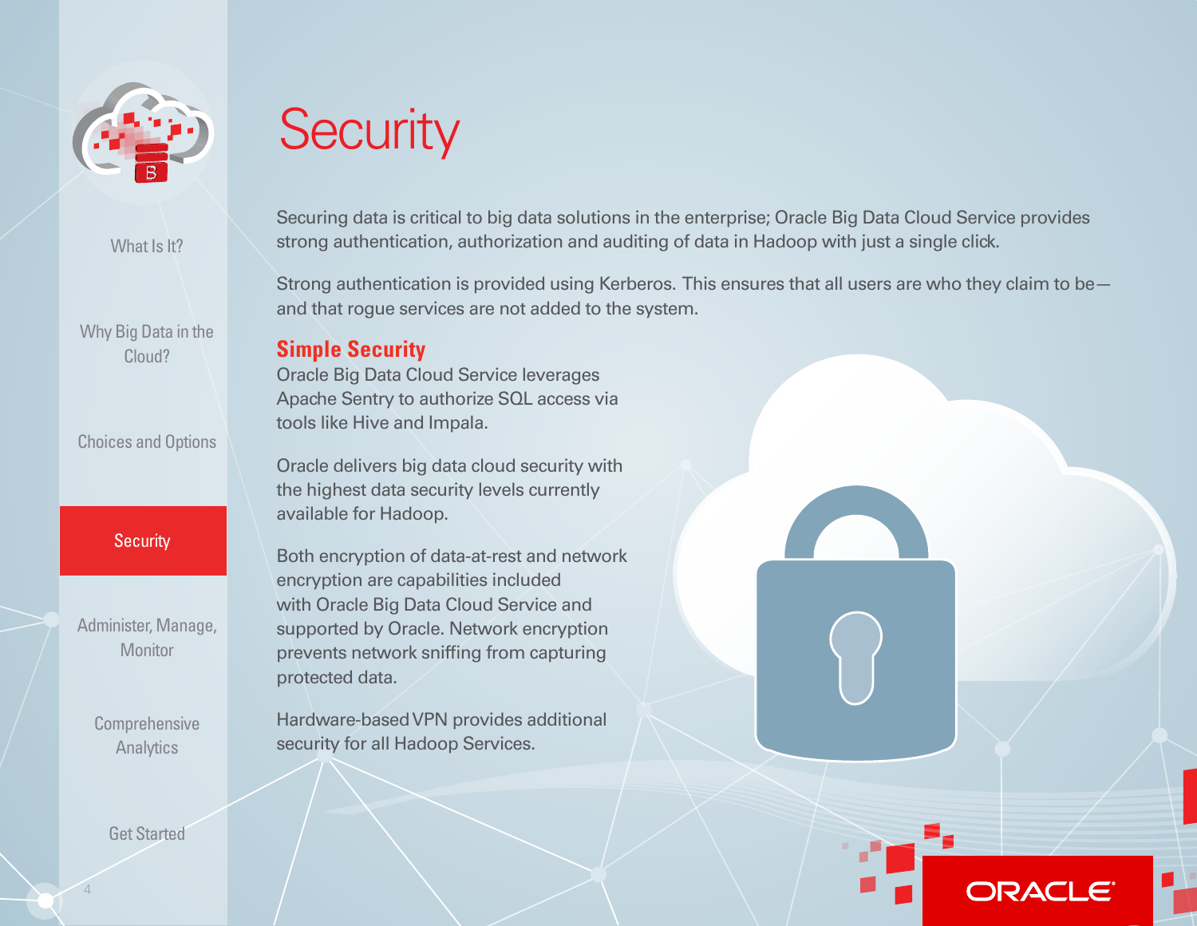# Security

Securing data is critical to big data solutions in the enterprise; Oracle Big Data Cloud Service provides strong authentication, authorization and auditing of data in Hadoop with just a single click.

Strong authentication is provided using Kerberos. This ensures that all users are who they claim to be—and that rogue services are not added to the system.

## Simple Security

Oracle Big Data Cloud Service leverages Apache Sentry to authorize SQL access via tools like Hive and Impala.

Oracle delivers big data cloud security with the highest data security levels currently available for Hadoop.

Both encryption of data-at-rest and network encryption are capabilities included with Oracle Big Data Cloud Service and supported by Oracle. Network encryption prevents network sniffing from capturing protected data.

Hardware-based VPN provides additional security for all Hadoop Services.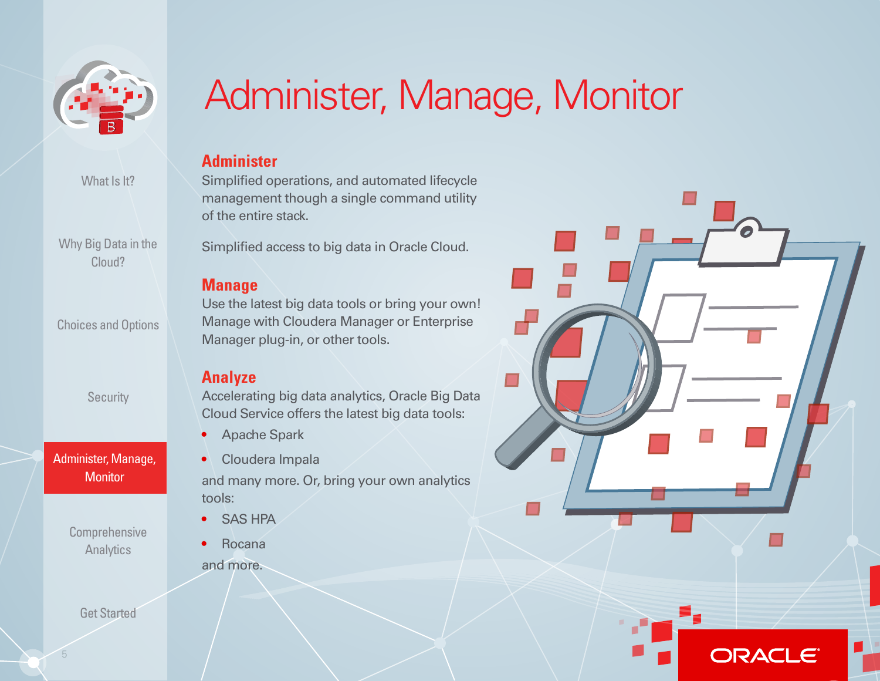# Administer, Manage, Monitor

## Administer

Simplified operations, and automated lifecycle management though a single command utility of the entire stack.

Simplified access to big data in Oracle Cloud.

## Manage

Use the latest big data tools or bring your own! Manage with Cloudera Manager or Enterprise Manager plug-in, or other tools.

## Analyze

Accelerating big data analytics, Oracle Big Data Cloud Service offers the latest big data tools:

- Apache Spark
- Cloudera Impala

and many more. Or, bring your own analytics tools:

- SAS HPA
- Rocana

and more.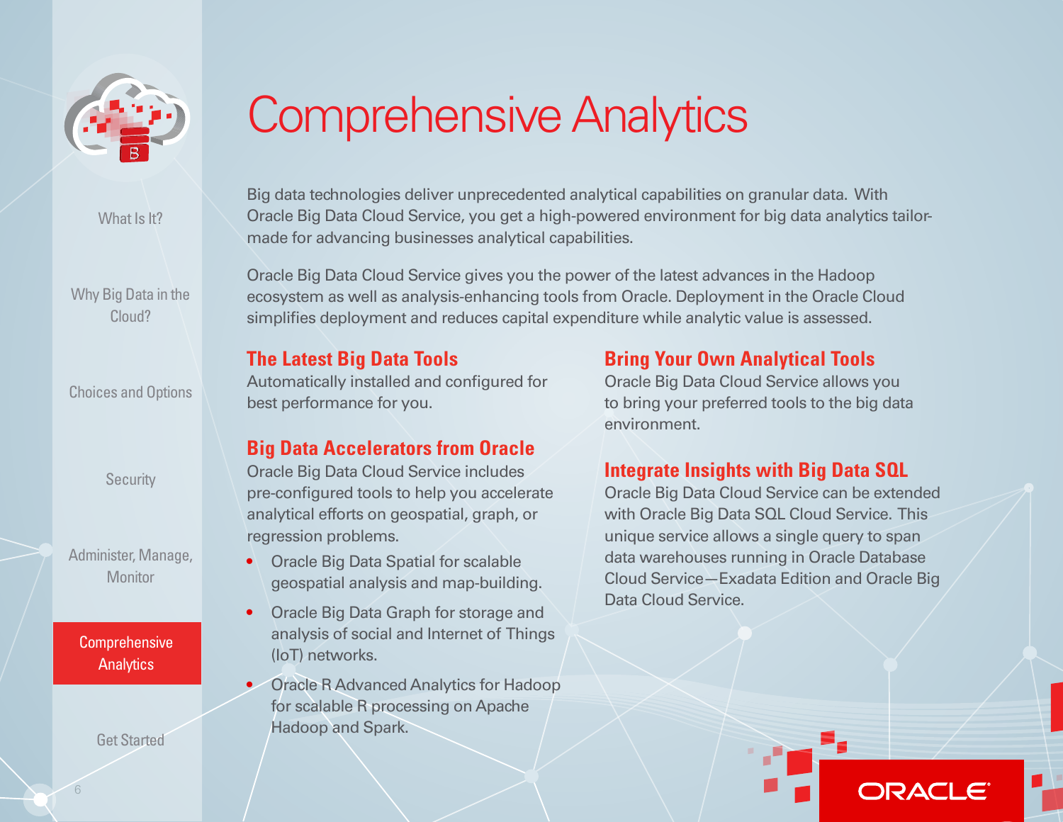# Comprehensive Analytics

Big data technologies deliver unprecedented analytical capabilities on granular data. With Oracle Big Data Cloud Service, you get a high-powered environment for big data analytics tailor-made for advancing businesses analytical capabilities.

Oracle Big Data Cloud Service gives you the power of the latest advances in the Hadoop ecosystem as well as analysis-enhancing tools from Oracle. Deployment in the Oracle Cloud simplifies deployment and reduces capital expenditure while analytic value is assessed.

## The Latest Big Data Tools

Automatically installed and configured for best performance for you.

## Big Data Accelerators from Oracle

Oracle Big Data Cloud Service includes pre-configured tools to help you accelerate analytical efforts on geospatial, graph, or regression problems.

- Oracle Big Data Spatial for scalable geospatial analysis and map-building.
- Oracle Big Data Graph for storage and analysis of social and Internet of Things (IoT) networks.
- Oracle R Advanced Analytics for Hadoop for scalable R processing on Apache Hadoop and Spark.

## Bring Your Own Analytical Tools

Oracle Big Data Cloud Service allows you to bring your preferred tools to the big data environment.

## Integrate Insights with Big Data SQL

Oracle Big Data Cloud Service can be extended with Oracle Big Data SQL Cloud Service. This unique service allows a single query to span data warehouses running in Oracle Database Cloud Service—Exadata Edition and Oracle Big Data Cloud Service.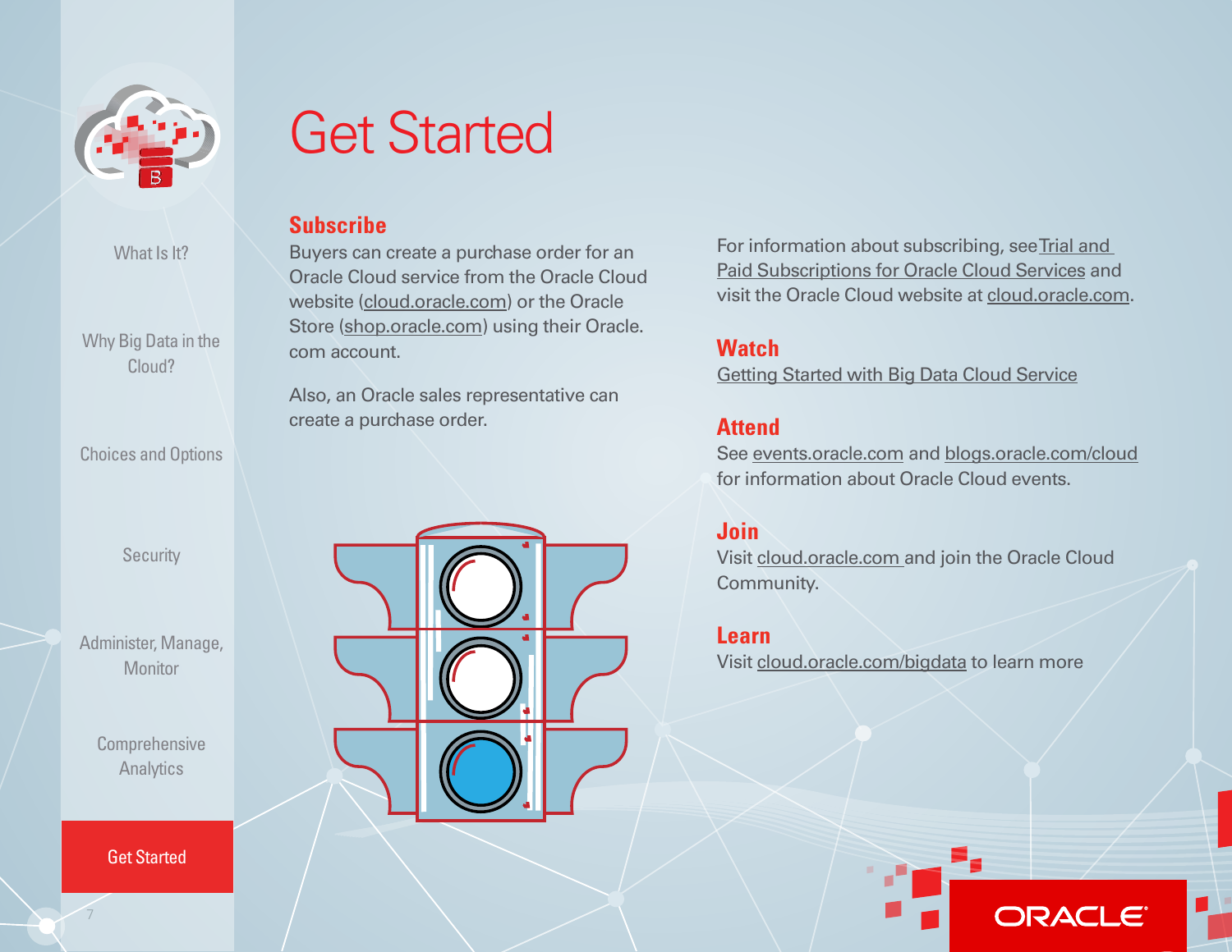# Get Started

## Subscribe

Buyers can create a purchase order for an Oracle Cloud service from the Oracle Cloud website (cloud.oracle.com) or the Oracle Store (shop.oracle.com) using their Oracle.com account.

Also, an Oracle sales representative can create a purchase order.

For information about subscribing, see Trial and Paid Subscriptions for Oracle Cloud Services and visit the Oracle Cloud website at cloud.oracle.com.

## Watch

Getting Started with Big Data Cloud Service

## Attend

See events.oracle.com and blogs.oracle.com/cloud for information about Oracle Cloud events.

## Join

Visit cloud.oracle.com and join the Oracle Cloud Community.

## Learn

Visit cloud.oracle.com/bigdata to learn more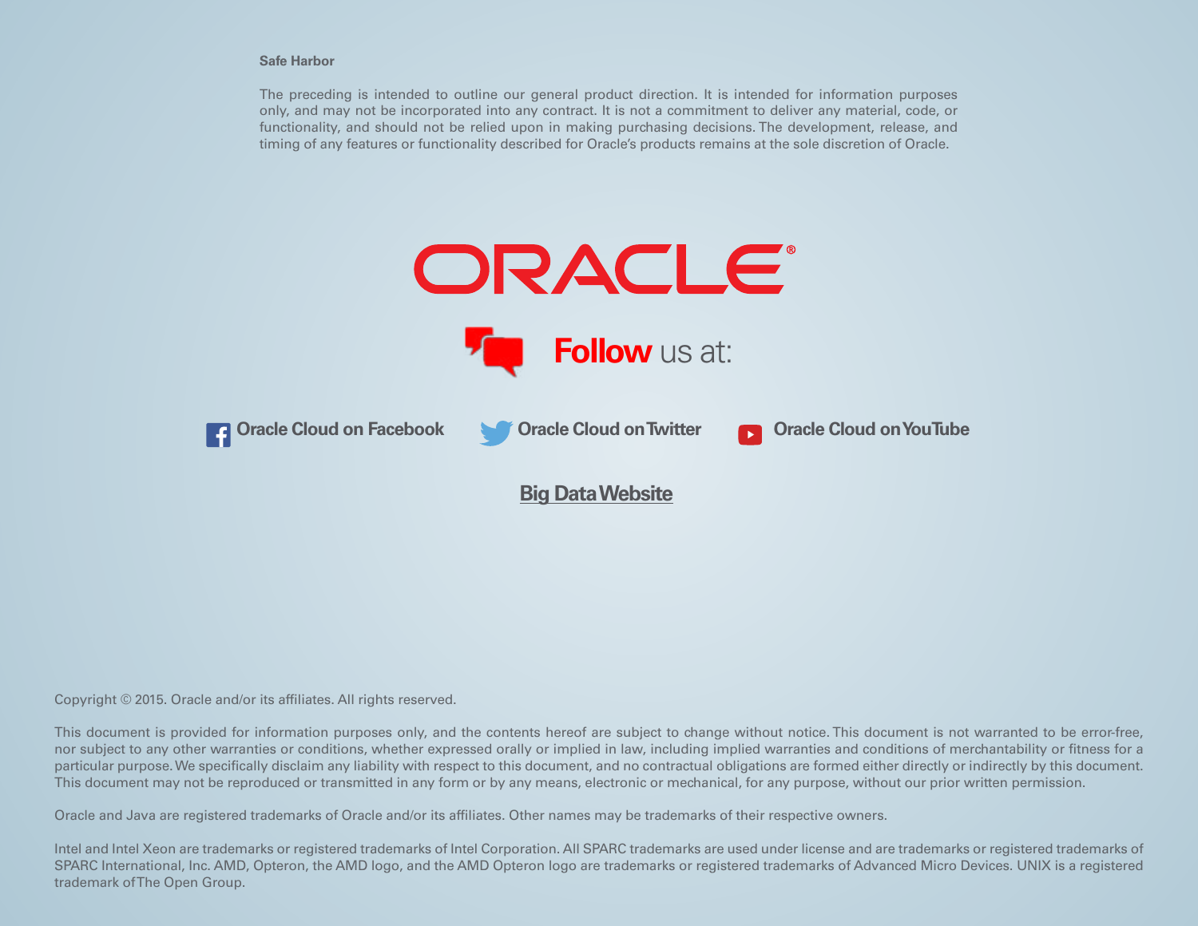**Safe Harbor**

The preceding is intended to outline our general product direction. It is intended for information purposes only, and may not be incorporated into any contract. It is not a commitment to deliver any material, code, or functionality, and should not be relied upon in making purchasing decisions. The development, release, and timing of any features or functionality described for Oracle's products remains at the sole discretion of Oracle.

ORACLE®

**Follow** us at:

Oracle Cloud on Facebook    Oracle Cloud on Twitter    Oracle Cloud on YouTube

Big Data Website

Copyright © 2015. Oracle and/or its affiliates. All rights reserved.

This document is provided for information purposes only, and the contents hereof are subject to change without notice. This document is not warranted to be error-free, nor subject to any other warranties or conditions, whether expressed orally or implied in law, including implied warranties and conditions of merchantability or fitness for a particular purpose. We specifically disclaim any liability with respect to this document, and no contractual obligations are formed either directly or indirectly by this document. This document may not be reproduced or transmitted in any form or by any means, electronic or mechanical, for any purpose, without our prior written permission.

Oracle and Java are registered trademarks of Oracle and/or its affiliates. Other names may be trademarks of their respective owners.

Intel and Intel Xeon are trademarks or registered trademarks of Intel Corporation. All SPARC trademarks are used under license and are trademarks or registered trademarks of SPARC International, Inc. AMD, Opteron, the AMD logo, and the AMD Opteron logo are trademarks or registered trademarks of Advanced Micro Devices. UNIX is a registered trademark of The Open Group.